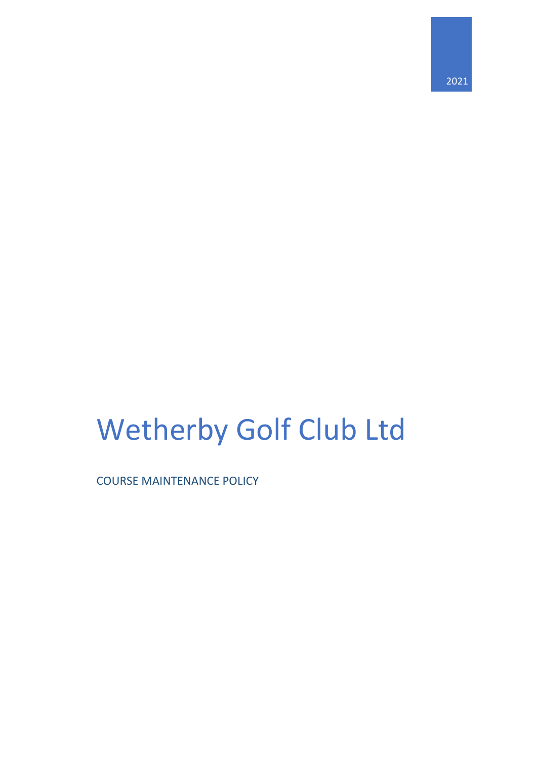2021

# Wetherby Golf Club Ltd

COURSE MAINTENANCE POLICY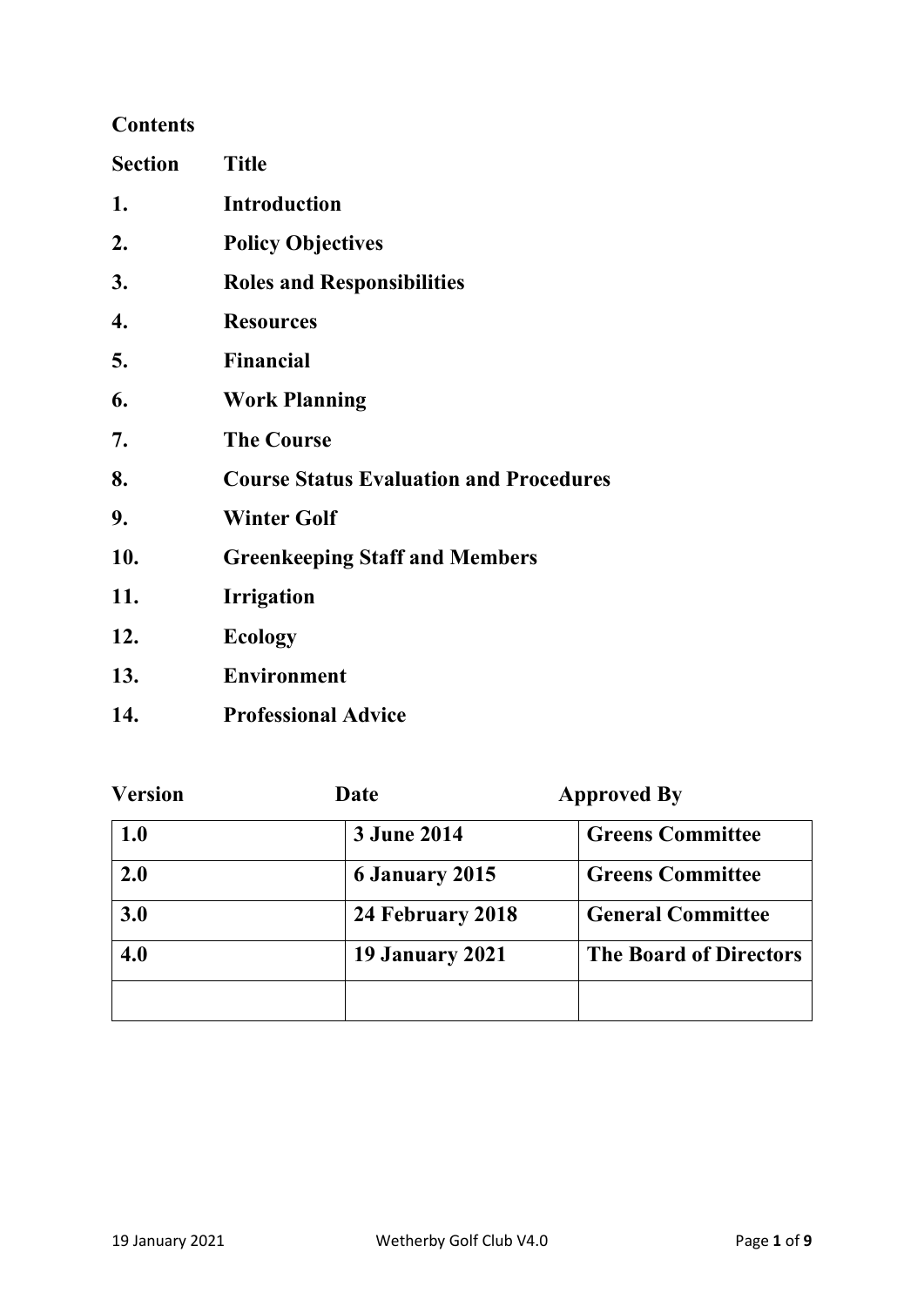**Contents**

| **Section** | **Title** |
|---|---|
| **1.** | **Introduction** |
| **2.** | **Policy Objectives** |
| **3.** | **Roles and Responsibilities** |
| **4.** | **Resources** |
| **5.** | **Financial** |
| **6.** | **Work Planning** |
| **7.** | **The Course** |
| **8.** | **Course Status Evaluation and Procedures** |
| **9.** | **Winter Golf** |
| **10.** | **Greenkeeping Staff and Members** |
| **11.** | **Irrigation** |
| **12.** | **Ecology** |
| **13.** | **Environment** |
| **14.** | **Professional Advice** |

| **Version** | **Date** | **Approved By** |
|---|---|---|
| **1.0** | **3 June 2014** | **Greens Committee** |
| **2.0** | **6 January 2015** | **Greens Committee** |
| **3.0** | **24 February 2018** | **General Committee** |
| **4.0** | **19 January 2021** | **The Board of Directors** |
| | | |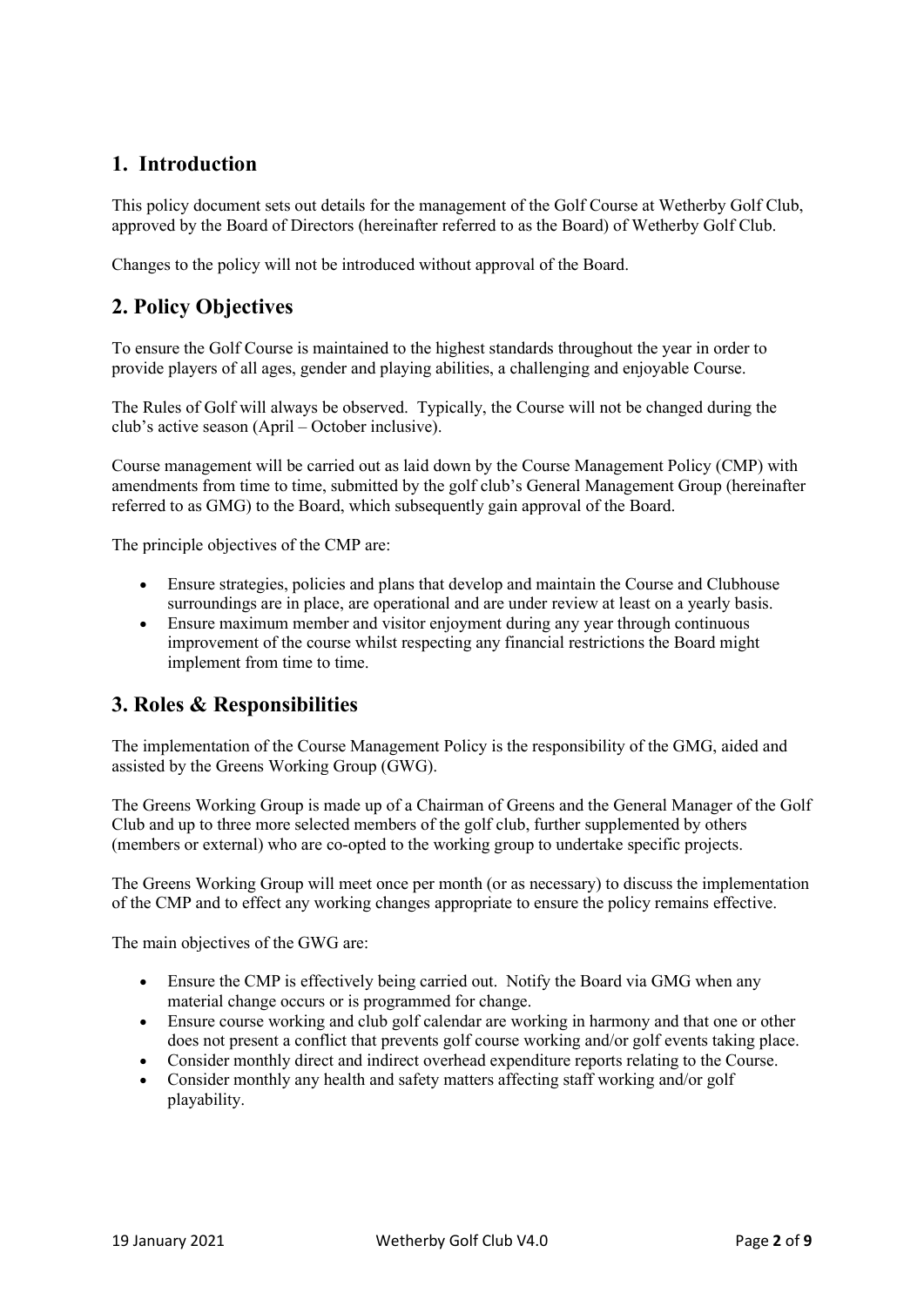## 1. Introduction

This policy document sets out details for the management of the Golf Course at Wetherby Golf Club, approved by the Board of Directors (hereinafter referred to as the Board) of Wetherby Golf Club.

Changes to the policy will not be introduced without approval of the Board.

## 2. Policy Objectives

To ensure the Golf Course is maintained to the highest standards throughout the year in order to provide players of all ages, gender and playing abilities, a challenging and enjoyable Course.

The Rules of Golf will always be observed. Typically, the Course will not be changed during the club's active season (April – October inclusive).

Course management will be carried out as laid down by the Course Management Policy (CMP) with amendments from time to time, submitted by the golf club's General Management Group (hereinafter referred to as GMG) to the Board, which subsequently gain approval of the Board.

The principle objectives of the CMP are:

- Ensure strategies, policies and plans that develop and maintain the Course and Clubhouse surroundings are in place, are operational and are under review at least on a yearly basis.
- Ensure maximum member and visitor enjoyment during any year through continuous improvement of the course whilst respecting any financial restrictions the Board might implement from time to time.

## 3. Roles & Responsibilities

The implementation of the Course Management Policy is the responsibility of the GMG, aided and assisted by the Greens Working Group (GWG).

The Greens Working Group is made up of a Chairman of Greens and the General Manager of the Golf Club and up to three more selected members of the golf club, further supplemented by others (members or external) who are co-opted to the working group to undertake specific projects.

The Greens Working Group will meet once per month (or as necessary) to discuss the implementation of the CMP and to effect any working changes appropriate to ensure the policy remains effective.

The main objectives of the GWG are:

- Ensure the CMP is effectively being carried out. Notify the Board via GMG when any material change occurs or is programmed for change.
- Ensure course working and club golf calendar are working in harmony and that one or other does not present a conflict that prevents golf course working and/or golf events taking place.
- Consider monthly direct and indirect overhead expenditure reports relating to the Course.
- Consider monthly any health and safety matters affecting staff working and/or golf playability.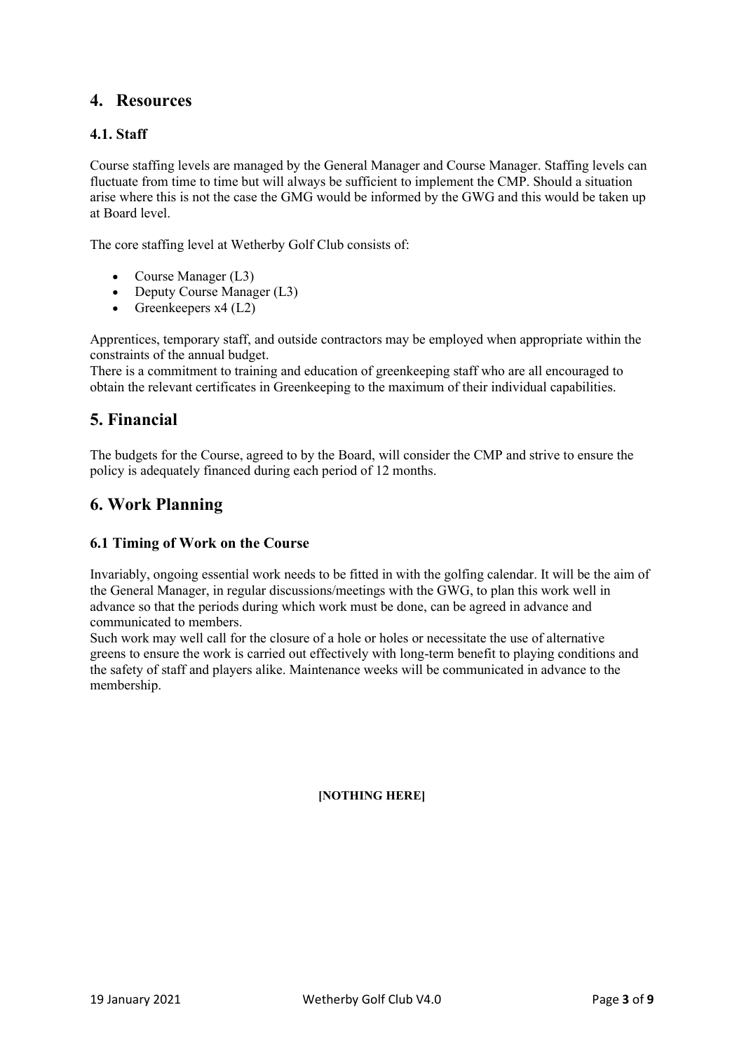## 4. Resources

### 4.1. Staff

Course staffing levels are managed by the General Manager and Course Manager. Staffing levels can fluctuate from time to time but will always be sufficient to implement the CMP. Should a situation arise where this is not the case the GMG would be informed by the GWG and this would be taken up at Board level.

The core staffing level at Wetherby Golf Club consists of:

- Course Manager (L3)
- Deputy Course Manager (L3)
- Greenkeepers x4 (L2)

Apprentices, temporary staff, and outside contractors may be employed when appropriate within the constraints of the annual budget.
There is a commitment to training and education of greenkeeping staff who are all encouraged to obtain the relevant certificates in Greenkeeping to the maximum of their individual capabilities.

## 5. Financial

The budgets for the Course, agreed to by the Board, will consider the CMP and strive to ensure the policy is adequately financed during each period of 12 months.

## 6. Work Planning

### 6.1 Timing of Work on the Course

Invariably, ongoing essential work needs to be fitted in with the golfing calendar. It will be the aim of the General Manager, in regular discussions/meetings with the GWG, to plan this work well in advance so that the periods during which work must be done, can be agreed in advance and communicated to members.
Such work may well call for the closure of a hole or holes or necessitate the use of alternative greens to ensure the work is carried out effectively with long-term benefit to playing conditions and the safety of staff and players alike. Maintenance weeks will be communicated in advance to the membership.

**[NOTHING HERE]**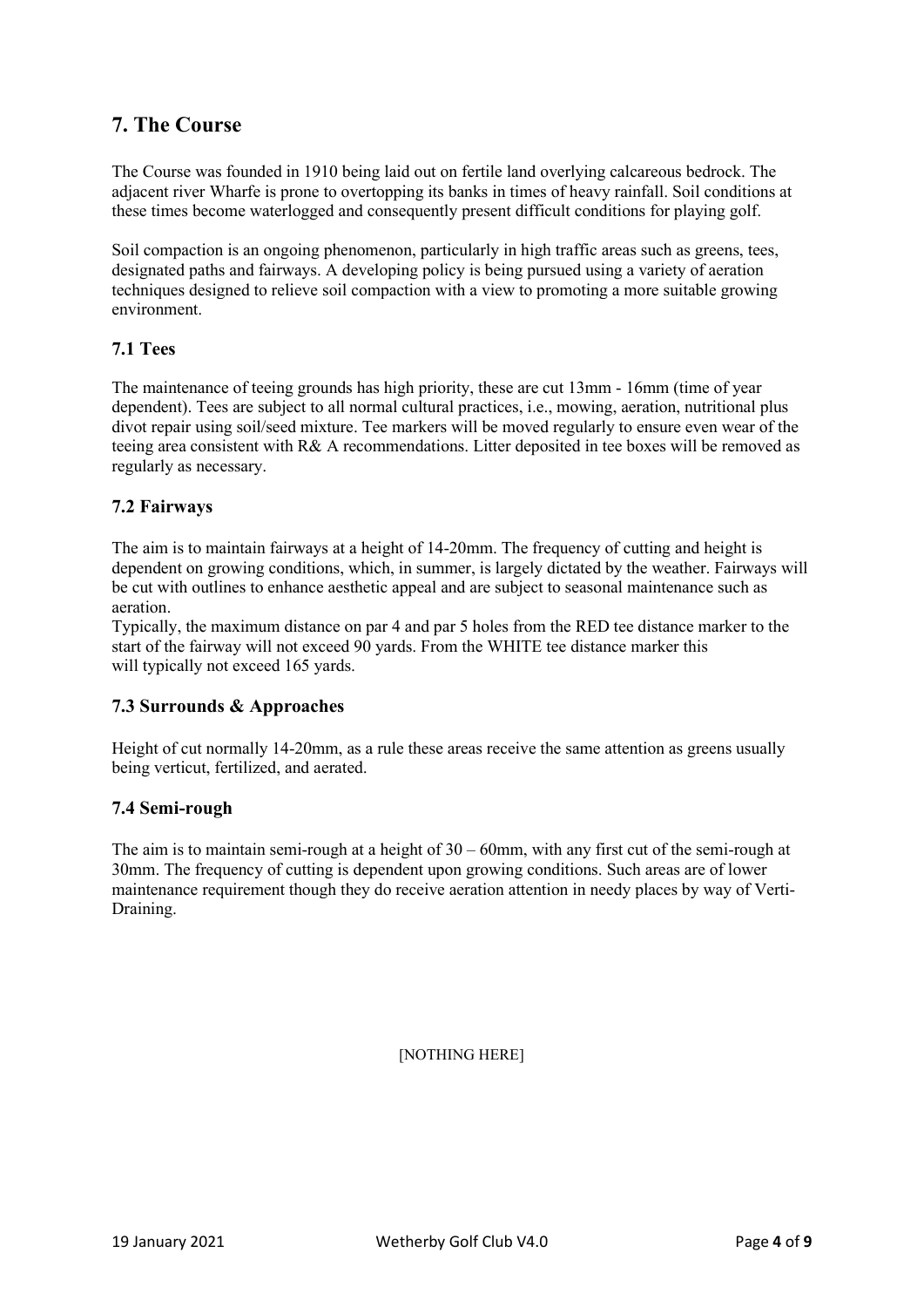## 7. The Course

The Course was founded in 1910 being laid out on fertile land overlying calcareous bedrock. The adjacent river Wharfe is prone to overtopping its banks in times of heavy rainfall. Soil conditions at these times become waterlogged and consequently present difficult conditions for playing golf.

Soil compaction is an ongoing phenomenon, particularly in high traffic areas such as greens, tees, designated paths and fairways. A developing policy is being pursued using a variety of aeration techniques designed to relieve soil compaction with a view to promoting a more suitable growing environment.

### 7.1 Tees

The maintenance of teeing grounds has high priority, these are cut 13mm - 16mm (time of year dependent). Tees are subject to all normal cultural practices, i.e., mowing, aeration, nutritional plus divot repair using soil/seed mixture. Tee markers will be moved regularly to ensure even wear of the teeing area consistent with R& A recommendations. Litter deposited in tee boxes will be removed as regularly as necessary.

### 7.2 Fairways

The aim is to maintain fairways at a height of 14-20mm. The frequency of cutting and height is dependent on growing conditions, which, in summer, is largely dictated by the weather. Fairways will be cut with outlines to enhance aesthetic appeal and are subject to seasonal maintenance such as aeration.

Typically, the maximum distance on par 4 and par 5 holes from the RED tee distance marker to the start of the fairway will not exceed 90 yards. From the WHITE tee distance marker this will typically not exceed 165 yards.

### 7.3 Surrounds & Approaches

Height of cut normally 14-20mm, as a rule these areas receive the same attention as greens usually being verticut, fertilized, and aerated.

### 7.4 Semi-rough

The aim is to maintain semi-rough at a height of 30 – 60mm, with any first cut of the semi-rough at 30mm. The frequency of cutting is dependent upon growing conditions. Such areas are of lower maintenance requirement though they do receive aeration attention in needy places by way of Verti-Draining.

[NOTHING HERE]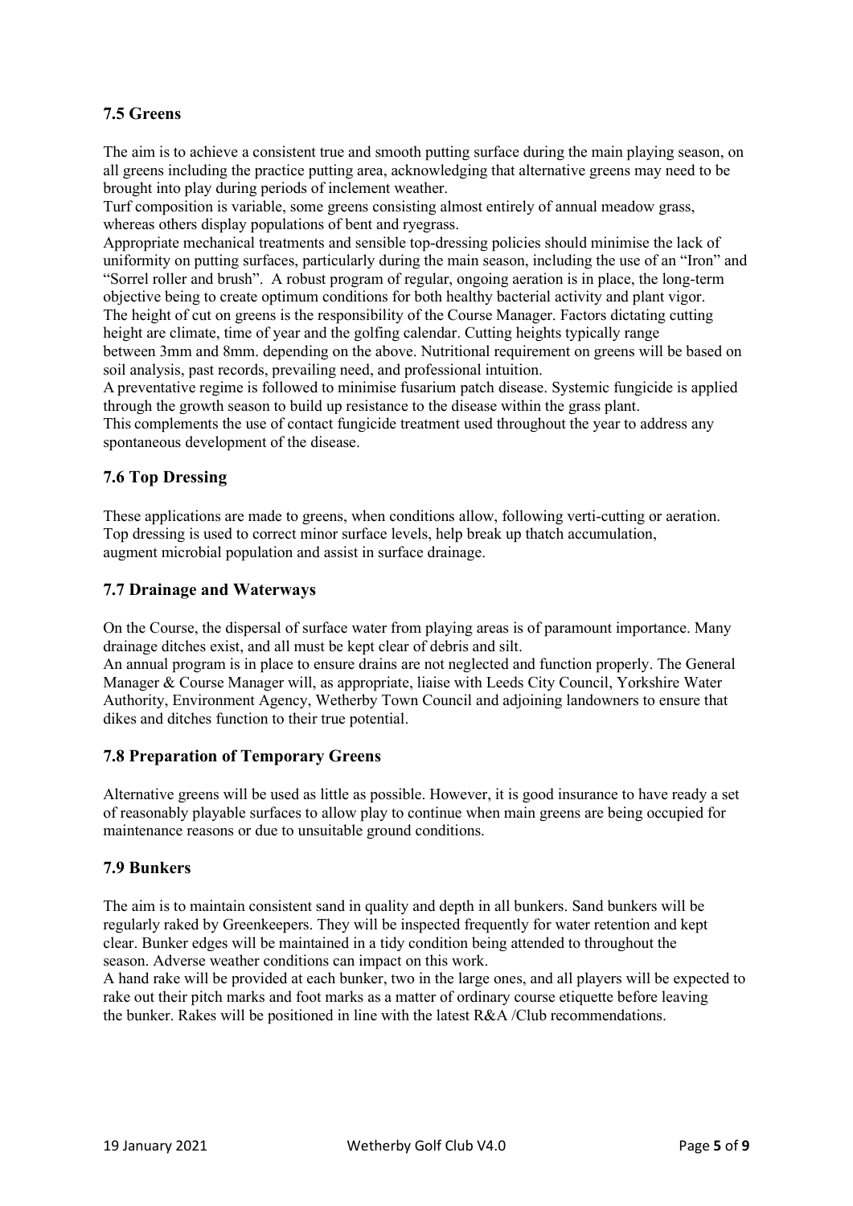## 7.5 Greens

The aim is to achieve a consistent true and smooth putting surface during the main playing season, on all greens including the practice putting area, acknowledging that alternative greens may need to be brought into play during periods of inclement weather.

Turf composition is variable, some greens consisting almost entirely of annual meadow grass, whereas others display populations of bent and ryegrass.

Appropriate mechanical treatments and sensible top-dressing policies should minimise the lack of uniformity on putting surfaces, particularly during the main season, including the use of an "Iron" and "Sorrel roller and brush". A robust program of regular, ongoing aeration is in place, the long-term objective being to create optimum conditions for both healthy bacterial activity and plant vigor.

The height of cut on greens is the responsibility of the Course Manager. Factors dictating cutting height are climate, time of year and the golfing calendar. Cutting heights typically range between 3mm and 8mm. depending on the above. Nutritional requirement on greens will be based on soil analysis, past records, prevailing need, and professional intuition.

A preventative regime is followed to minimise fusarium patch disease. Systemic fungicide is applied through the growth season to build up resistance to the disease within the grass plant.

This complements the use of contact fungicide treatment used throughout the year to address any spontaneous development of the disease.

## 7.6 Top Dressing

These applications are made to greens, when conditions allow, following verti-cutting or aeration. Top dressing is used to correct minor surface levels, help break up thatch accumulation, augment microbial population and assist in surface drainage.

## 7.7 Drainage and Waterways

On the Course, the dispersal of surface water from playing areas is of paramount importance. Many drainage ditches exist, and all must be kept clear of debris and silt.

An annual program is in place to ensure drains are not neglected and function properly. The General Manager & Course Manager will, as appropriate, liaise with Leeds City Council, Yorkshire Water Authority, Environment Agency, Wetherby Town Council and adjoining landowners to ensure that dikes and ditches function to their true potential.

## 7.8 Preparation of Temporary Greens

Alternative greens will be used as little as possible. However, it is good insurance to have ready a set of reasonably playable surfaces to allow play to continue when main greens are being occupied for maintenance reasons or due to unsuitable ground conditions.

## 7.9 Bunkers

The aim is to maintain consistent sand in quality and depth in all bunkers. Sand bunkers will be regularly raked by Greenkeepers. They will be inspected frequently for water retention and kept clear. Bunker edges will be maintained in a tidy condition being attended to throughout the season. Adverse weather conditions can impact on this work.

A hand rake will be provided at each bunker, two in the large ones, and all players will be expected to rake out their pitch marks and foot marks as a matter of ordinary course etiquette before leaving the bunker. Rakes will be positioned in line with the latest R&A /Club recommendations.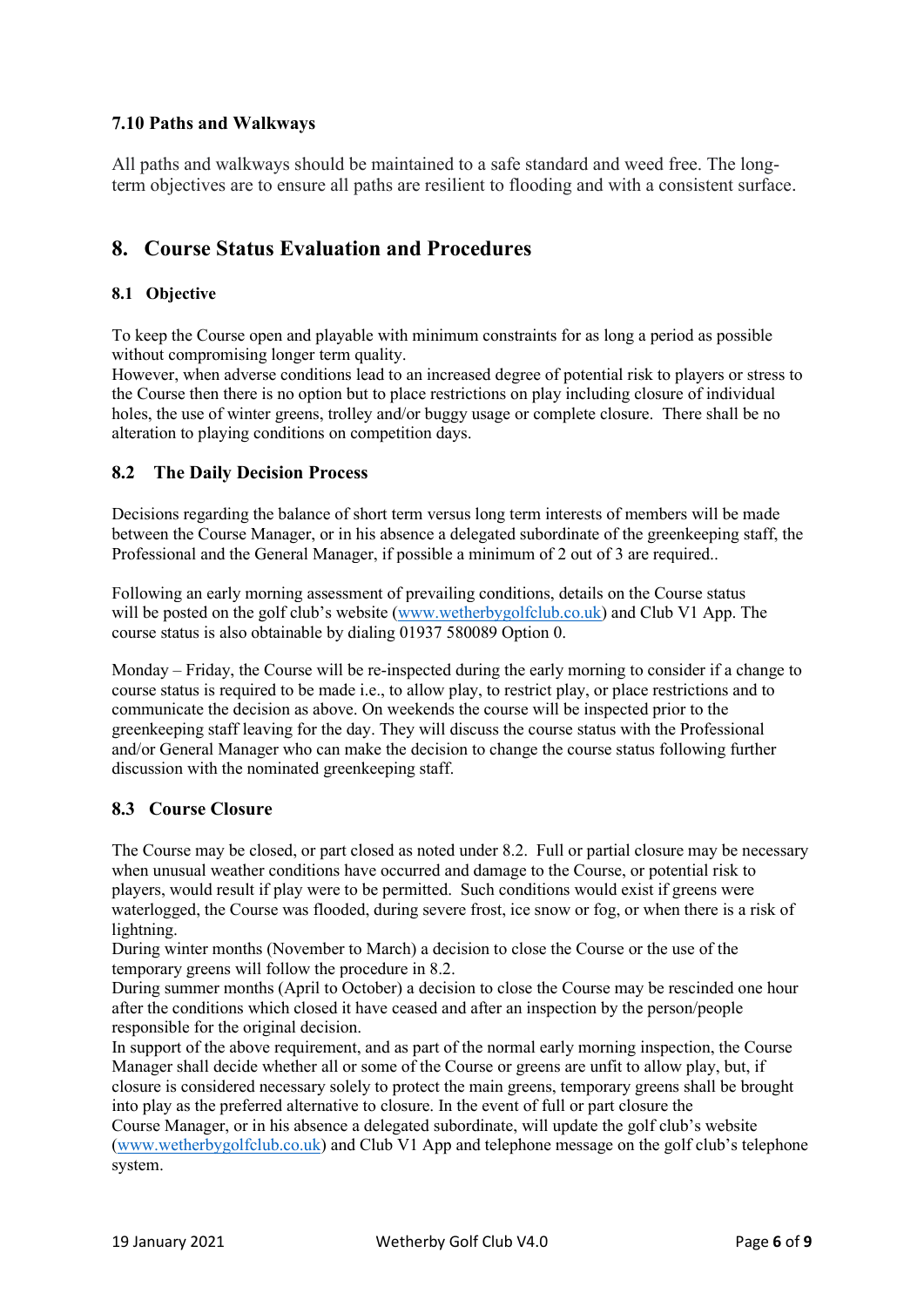### 7.10 Paths and Walkways

All paths and walkways should be maintained to a safe standard and weed free. The long-term objectives are to ensure all paths are resilient to flooding and with a consistent surface.

## 8. Course Status Evaluation and Procedures

### 8.1 Objective

To keep the Course open and playable with minimum constraints for as long a period as possible without compromising longer term quality.
However, when adverse conditions lead to an increased degree of potential risk to players or stress to the Course then there is no option but to place restrictions on play including closure of individual holes, the use of winter greens, trolley and/or buggy usage or complete closure. There shall be no alteration to playing conditions on competition days.

### 8.2 The Daily Decision Process

Decisions regarding the balance of short term versus long term interests of members will be made between the Course Manager, or in his absence a delegated subordinate of the greenkeeping staff, the Professional and the General Manager, if possible a minimum of 2 out of 3 are required..

Following an early morning assessment of prevailing conditions, details on the Course status will be posted on the golf club's website ([www.wetherbygolfclub.co.uk](www.wetherbygolfclub.co.uk)) and Club V1 App. The course status is also obtainable by dialing 01937 580089 Option 0.

Monday – Friday, the Course will be re-inspected during the early morning to consider if a change to course status is required to be made i.e., to allow play, to restrict play, or place restrictions and to communicate the decision as above. On weekends the course will be inspected prior to the greenkeeping staff leaving for the day. They will discuss the course status with the Professional and/or General Manager who can make the decision to change the course status following further discussion with the nominated greenkeeping staff.

### 8.3 Course Closure

The Course may be closed, or part closed as noted under 8.2. Full or partial closure may be necessary when unusual weather conditions have occurred and damage to the Course, or potential risk to players, would result if play were to be permitted. Such conditions would exist if greens were waterlogged, the Course was flooded, during severe frost, ice snow or fog, or when there is a risk of lightning.
During winter months (November to March) a decision to close the Course or the use of the temporary greens will follow the procedure in 8.2.
During summer months (April to October) a decision to close the Course may be rescinded one hour after the conditions which closed it have ceased and after an inspection by the person/people responsible for the original decision.
In support of the above requirement, and as part of the normal early morning inspection, the Course Manager shall decide whether all or some of the Course or greens are unfit to allow play, but, if closure is considered necessary solely to protect the main greens, temporary greens shall be brought into play as the preferred alternative to closure. In the event of full or part closure the Course Manager, or in his absence a delegated subordinate, will update the golf club's website ([www.wetherbygolfclub.co.uk](www.wetherbygolfclub.co.uk)) and Club V1 App and telephone message on the golf club's telephone system.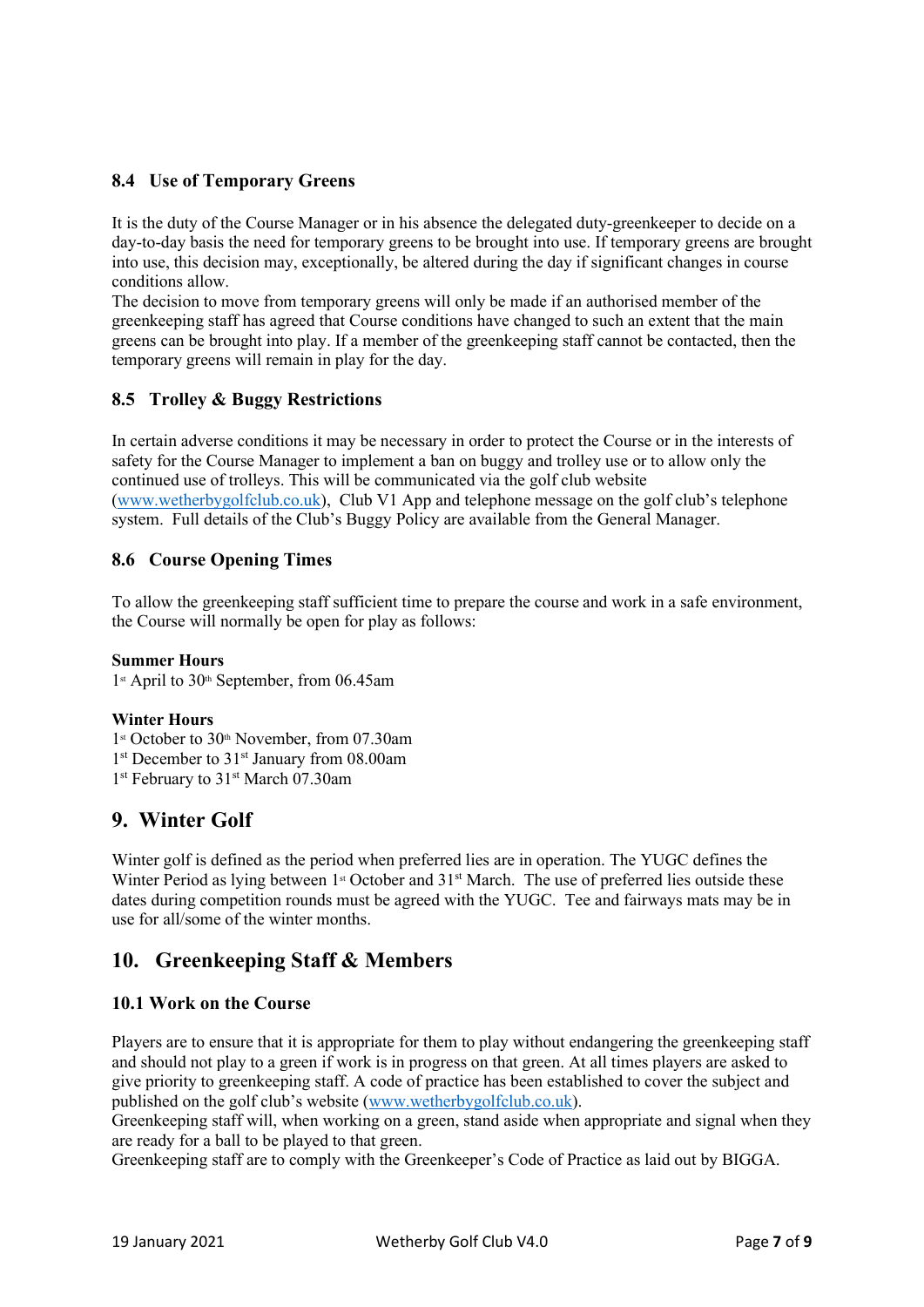### 8.4 Use of Temporary Greens

It is the duty of the Course Manager or in his absence the delegated duty-greenkeeper to decide on a day-to-day basis the need for temporary greens to be brought into use. If temporary greens are brought into use, this decision may, exceptionally, be altered during the day if significant changes in course conditions allow.

The decision to move from temporary greens will only be made if an authorised member of the greenkeeping staff has agreed that Course conditions have changed to such an extent that the main greens can be brought into play. If a member of the greenkeeping staff cannot be contacted, then the temporary greens will remain in play for the day.

### 8.5 Trolley & Buggy Restrictions

In certain adverse conditions it may be necessary in order to protect the Course or in the interests of safety for the Course Manager to implement a ban on buggy and trolley use or to allow only the continued use of trolleys. This will be communicated via the golf club website (www.wetherbygolfclub.co.uk), Club V1 App and telephone message on the golf club's telephone system. Full details of the Club's Buggy Policy are available from the General Manager.

### 8.6 Course Opening Times

To allow the greenkeeping staff sufficient time to prepare the course and work in a safe environment, the Course will normally be open for play as follows:

**Summer Hours**
1st April to 30th September, from 06.45am

**Winter Hours**
1st October to 30th November, from 07.30am
1st December to 31st January from 08.00am
1st February to 31st March 07.30am

## 9. Winter Golf

Winter golf is defined as the period when preferred lies are in operation. The YUGC defines the Winter Period as lying between 1st October and 31st March. The use of preferred lies outside these dates during competition rounds must be agreed with the YUGC. Tee and fairways mats may be in use for all/some of the winter months.

## 10. Greenkeeping Staff & Members

### 10.1 Work on the Course

Players are to ensure that it is appropriate for them to play without endangering the greenkeeping staff and should not play to a green if work is in progress on that green. At all times players are asked to give priority to greenkeeping staff. A code of practice has been established to cover the subject and published on the golf club's website (www.wetherbygolfclub.co.uk).

Greenkeeping staff will, when working on a green, stand aside when appropriate and signal when they are ready for a ball to be played to that green.

Greenkeeping staff are to comply with the Greenkeeper's Code of Practice as laid out by BIGGA.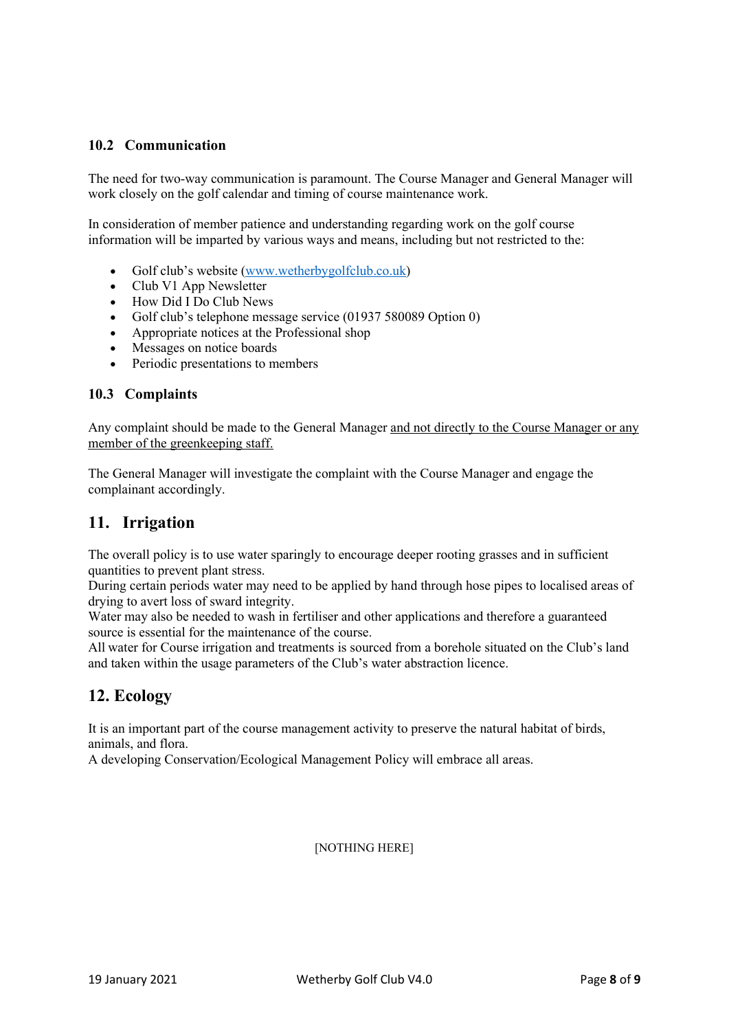### 10.2 Communication

The need for two-way communication is paramount. The Course Manager and General Manager will work closely on the golf calendar and timing of course maintenance work.

In consideration of member patience and understanding regarding work on the golf course information will be imparted by various ways and means, including but not restricted to the:

- Golf club's website (www.wetherbygolfclub.co.uk)
- Club V1 App Newsletter
- How Did I Do Club News
- Golf club's telephone message service (01937 580089 Option 0)
- Appropriate notices at the Professional shop
- Messages on notice boards
- Periodic presentations to members

### 10.3 Complaints

Any complaint should be made to the General Manager <u>and not directly to the Course Manager or any member of the greenkeeping staff.</u>

The General Manager will investigate the complaint with the Course Manager and engage the complainant accordingly.

## 11. Irrigation

The overall policy is to use water sparingly to encourage deeper rooting grasses and in sufficient quantities to prevent plant stress.
During certain periods water may need to be applied by hand through hose pipes to localised areas of drying to avert loss of sward integrity.
Water may also be needed to wash in fertiliser and other applications and therefore a guaranteed source is essential for the maintenance of the course.
All water for Course irrigation and treatments is sourced from a borehole situated on the Club's land and taken within the usage parameters of the Club's water abstraction licence.

## 12. Ecology

It is an important part of the course management activity to preserve the natural habitat of birds, animals, and flora.
A developing Conservation/Ecological Management Policy will embrace all areas.

[NOTHING HERE]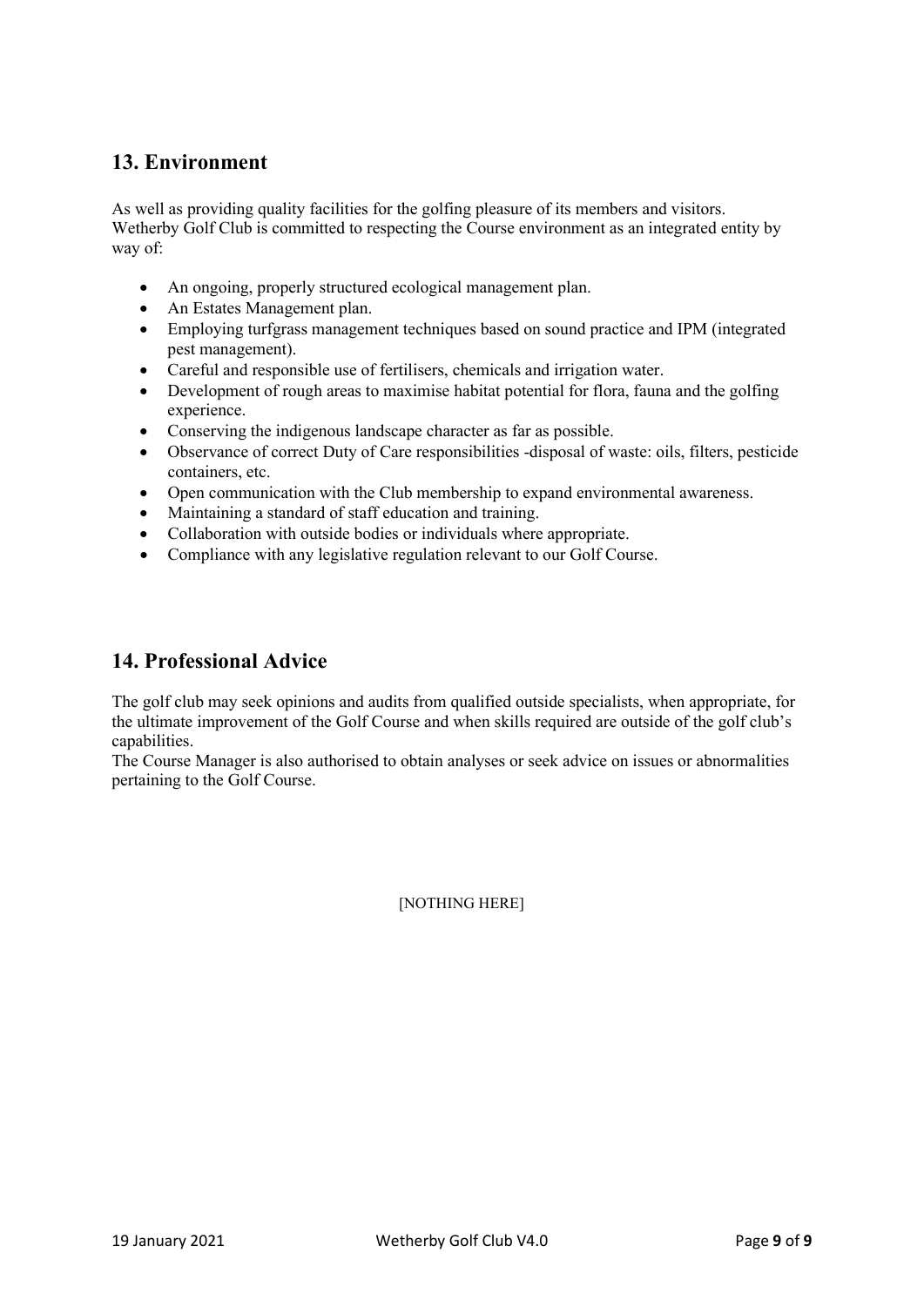## 13. Environment

As well as providing quality facilities for the golfing pleasure of its members and visitors. Wetherby Golf Club is committed to respecting the Course environment as an integrated entity by way of:

- An ongoing, properly structured ecological management plan.
- An Estates Management plan.
- Employing turfgrass management techniques based on sound practice and IPM (integrated pest management).
- Careful and responsible use of fertilisers, chemicals and irrigation water.
- Development of rough areas to maximise habitat potential for flora, fauna and the golfing experience.
- Conserving the indigenous landscape character as far as possible.
- Observance of correct Duty of Care responsibilities -disposal of waste: oils, filters, pesticide containers, etc.
- Open communication with the Club membership to expand environmental awareness.
- Maintaining a standard of staff education and training.
- Collaboration with outside bodies or individuals where appropriate.
- Compliance with any legislative regulation relevant to our Golf Course.

## 14. Professional Advice

The golf club may seek opinions and audits from qualified outside specialists, when appropriate, for the ultimate improvement of the Golf Course and when skills required are outside of the golf club's capabilities.
The Course Manager is also authorised to obtain analyses or seek advice on issues or abnormalities pertaining to the Golf Course.

[NOTHING HERE]